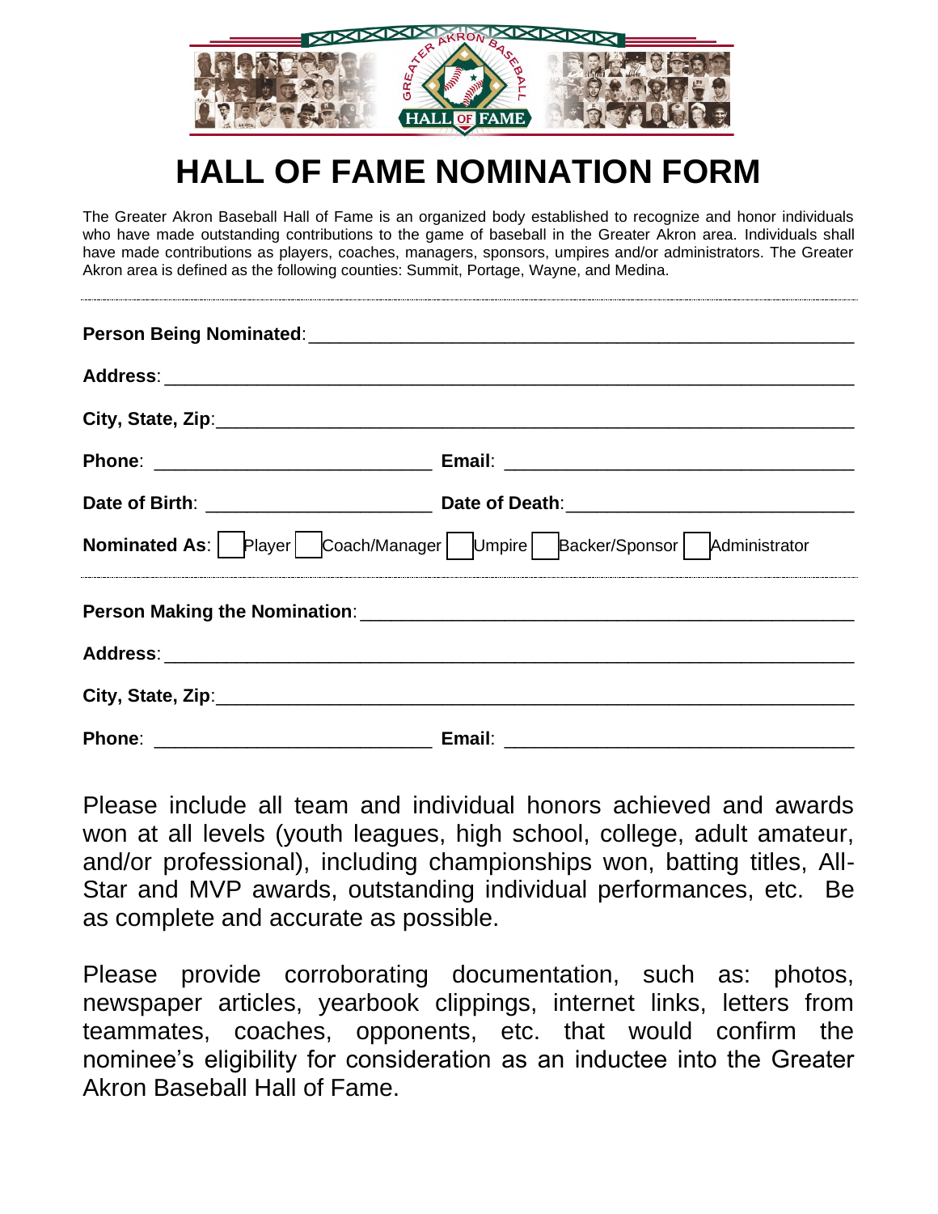# HALL OF FAME NOMINATION FORM

The Greater Akron Baseball Hall of Fame is an organized body established to recognize and honor individuals who have made outstanding contributions to the game of baseball in the Greater Akron area. Individuals shall have made contributions as players, coaches, managers, sponsors, umpires and/or administrators. The Greater Akron area is defined as the following counties: Summit, Portage, Wayne, and Medina.

---

**Person Being Nominated**: ______________________________________________

**Address**: ______________________________________________

**City, State, Zip**: ______________________________________________

**Phone**: ____________________ **Email**: ____________________

**Date of Birth**: ____________________ **Date of Death**: ____________________

**Nominated As**: ☐ Player ☐ Coach/Manager ☐ Umpire ☐ Backer/Sponsor ☐ Administrator

---

**Person Making the Nomination**: ______________________________________________

**Address**: ______________________________________________

**City, State, Zip**: ______________________________________________

**Phone**: ____________________ **Email**: ____________________

Please include all team and individual honors achieved and awards won at all levels (youth leagues, high school, college, adult amateur, and/or professional), including championships won, batting titles, All-Star and MVP awards, outstanding individual performances, etc. Be as complete and accurate as possible.

Please provide corroborating documentation, such as: photos, newspaper articles, yearbook clippings, internet links, letters from teammates, coaches, opponents, etc. that would confirm the nominee's eligibility for consideration as an inductee into the Greater Akron Baseball Hall of Fame.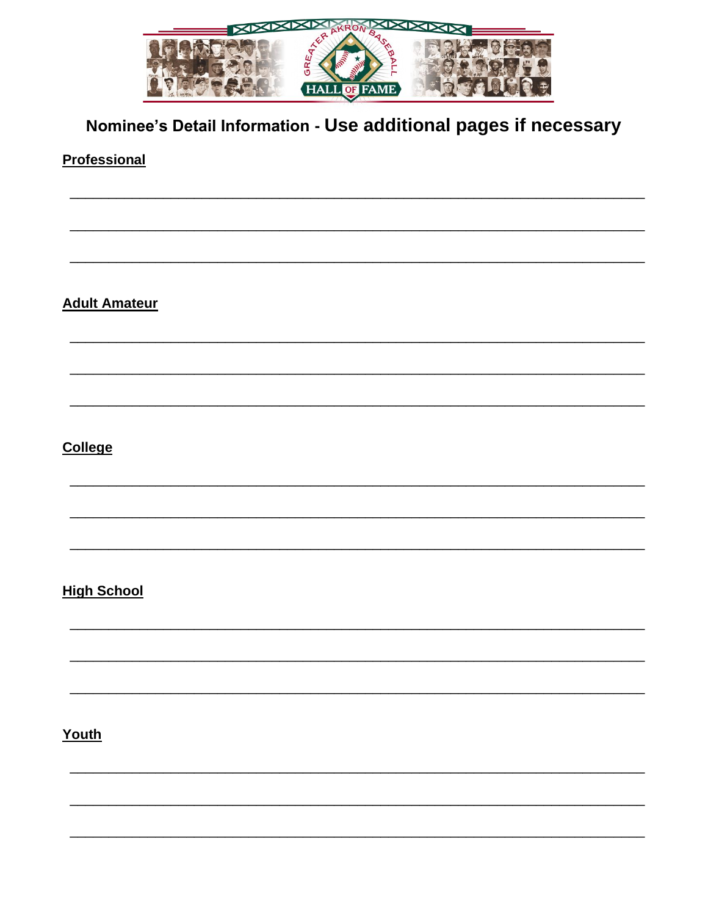# Nominee's Detail Information - Use additional pages if necessary

**Professional**

\_\_\_\_\_\_\_\_\_\_\_\_\_\_\_\_\_\_\_\_\_\_\_\_\_\_\_\_\_\_\_\_\_\_\_\_\_\_\_\_\_\_\_\_\_\_\_\_\_\_\_\_\_\_\_\_\_\_\_\_\_\_\_\_\_\_\_\_\_\_\_\_\_\_

\_\_\_\_\_\_\_\_\_\_\_\_\_\_\_\_\_\_\_\_\_\_\_\_\_\_\_\_\_\_\_\_\_\_\_\_\_\_\_\_\_\_\_\_\_\_\_\_\_\_\_\_\_\_\_\_\_\_\_\_\_\_\_\_\_\_\_\_\_\_\_\_\_\_

\_\_\_\_\_\_\_\_\_\_\_\_\_\_\_\_\_\_\_\_\_\_\_\_\_\_\_\_\_\_\_\_\_\_\_\_\_\_\_\_\_\_\_\_\_\_\_\_\_\_\_\_\_\_\_\_\_\_\_\_\_\_\_\_\_\_\_\_\_\_\_\_\_\_

**Adult Amateur**

\_\_\_\_\_\_\_\_\_\_\_\_\_\_\_\_\_\_\_\_\_\_\_\_\_\_\_\_\_\_\_\_\_\_\_\_\_\_\_\_\_\_\_\_\_\_\_\_\_\_\_\_\_\_\_\_\_\_\_\_\_\_\_\_\_\_\_\_\_\_\_\_\_\_

\_\_\_\_\_\_\_\_\_\_\_\_\_\_\_\_\_\_\_\_\_\_\_\_\_\_\_\_\_\_\_\_\_\_\_\_\_\_\_\_\_\_\_\_\_\_\_\_\_\_\_\_\_\_\_\_\_\_\_\_\_\_\_\_\_\_\_\_\_\_\_\_\_\_

\_\_\_\_\_\_\_\_\_\_\_\_\_\_\_\_\_\_\_\_\_\_\_\_\_\_\_\_\_\_\_\_\_\_\_\_\_\_\_\_\_\_\_\_\_\_\_\_\_\_\_\_\_\_\_\_\_\_\_\_\_\_\_\_\_\_\_\_\_\_\_\_\_\_

**College**

\_\_\_\_\_\_\_\_\_\_\_\_\_\_\_\_\_\_\_\_\_\_\_\_\_\_\_\_\_\_\_\_\_\_\_\_\_\_\_\_\_\_\_\_\_\_\_\_\_\_\_\_\_\_\_\_\_\_\_\_\_\_\_\_\_\_\_\_\_\_\_\_\_\_

\_\_\_\_\_\_\_\_\_\_\_\_\_\_\_\_\_\_\_\_\_\_\_\_\_\_\_\_\_\_\_\_\_\_\_\_\_\_\_\_\_\_\_\_\_\_\_\_\_\_\_\_\_\_\_\_\_\_\_\_\_\_\_\_\_\_\_\_\_\_\_\_\_\_

\_\_\_\_\_\_\_\_\_\_\_\_\_\_\_\_\_\_\_\_\_\_\_\_\_\_\_\_\_\_\_\_\_\_\_\_\_\_\_\_\_\_\_\_\_\_\_\_\_\_\_\_\_\_\_\_\_\_\_\_\_\_\_\_\_\_\_\_\_\_\_\_\_\_

**High School**

\_\_\_\_\_\_\_\_\_\_\_\_\_\_\_\_\_\_\_\_\_\_\_\_\_\_\_\_\_\_\_\_\_\_\_\_\_\_\_\_\_\_\_\_\_\_\_\_\_\_\_\_\_\_\_\_\_\_\_\_\_\_\_\_\_\_\_\_\_\_\_\_\_\_

\_\_\_\_\_\_\_\_\_\_\_\_\_\_\_\_\_\_\_\_\_\_\_\_\_\_\_\_\_\_\_\_\_\_\_\_\_\_\_\_\_\_\_\_\_\_\_\_\_\_\_\_\_\_\_\_\_\_\_\_\_\_\_\_\_\_\_\_\_\_\_\_\_\_

\_\_\_\_\_\_\_\_\_\_\_\_\_\_\_\_\_\_\_\_\_\_\_\_\_\_\_\_\_\_\_\_\_\_\_\_\_\_\_\_\_\_\_\_\_\_\_\_\_\_\_\_\_\_\_\_\_\_\_\_\_\_\_\_\_\_\_\_\_\_\_\_\_\_

**Youth**

\_\_\_\_\_\_\_\_\_\_\_\_\_\_\_\_\_\_\_\_\_\_\_\_\_\_\_\_\_\_\_\_\_\_\_\_\_\_\_\_\_\_\_\_\_\_\_\_\_\_\_\_\_\_\_\_\_\_\_\_\_\_\_\_\_\_\_\_\_\_\_\_\_\_

\_\_\_\_\_\_\_\_\_\_\_\_\_\_\_\_\_\_\_\_\_\_\_\_\_\_\_\_\_\_\_\_\_\_\_\_\_\_\_\_\_\_\_\_\_\_\_\_\_\_\_\_\_\_\_\_\_\_\_\_\_\_\_\_\_\_\_\_\_\_\_\_\_\_

\_\_\_\_\_\_\_\_\_\_\_\_\_\_\_\_\_\_\_\_\_\_\_\_\_\_\_\_\_\_\_\_\_\_\_\_\_\_\_\_\_\_\_\_\_\_\_\_\_\_\_\_\_\_\_\_\_\_\_\_\_\_\_\_\_\_\_\_\_\_\_\_\_\_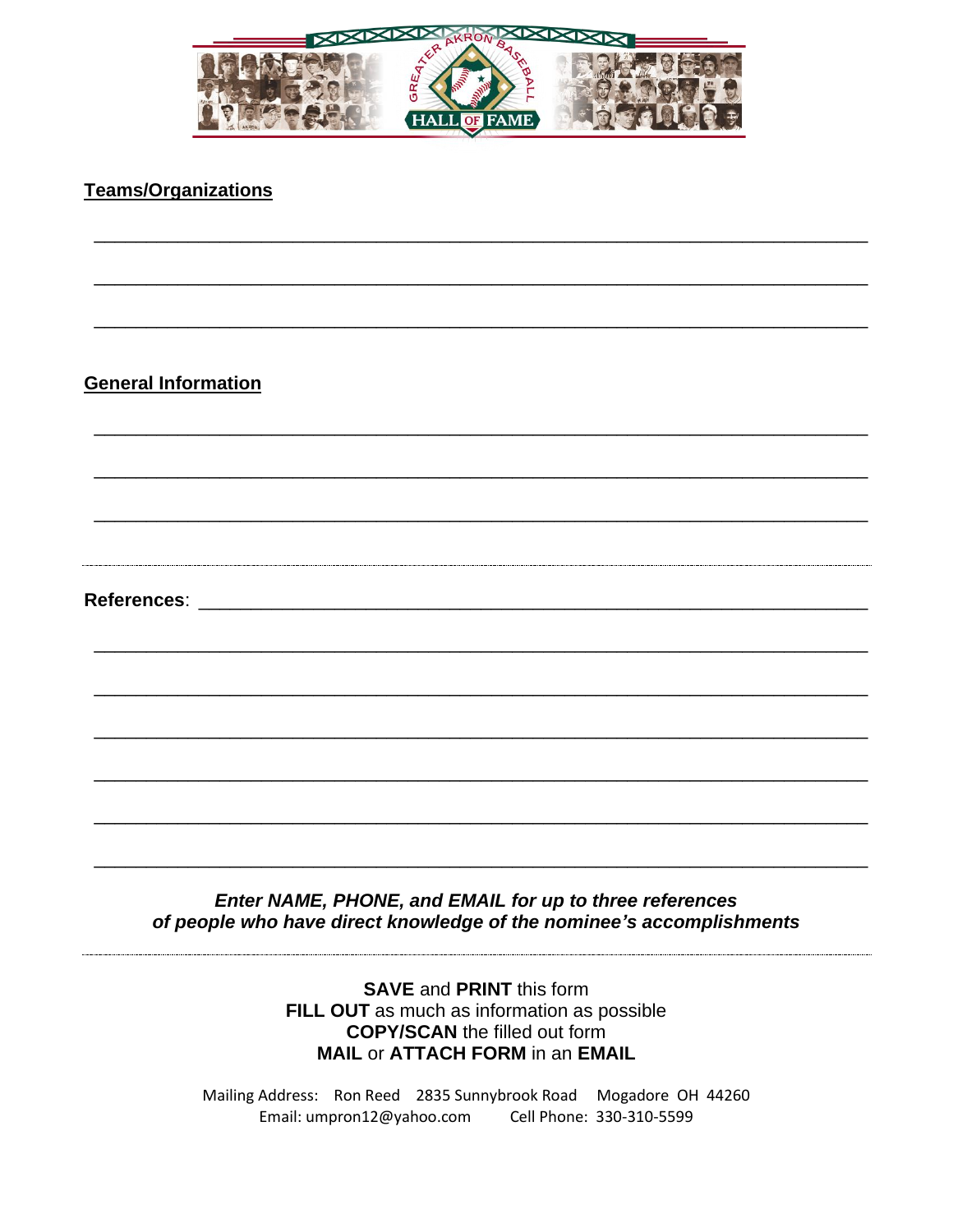**Teams/Organizations**

_______________________________________________________________________________

_______________________________________________________________________________

_______________________________________________________________________________

**General Information**

_______________________________________________________________________________

_______________________________________________________________________________

_______________________________________________________________________________

**References**: _________________________________________________________________

_______________________________________________________________________________

_______________________________________________________________________________

_______________________________________________________________________________

_______________________________________________________________________________

_______________________________________________________________________________

_______________________________________________________________________________

***Enter NAME, PHONE, and EMAIL for up to three references of people who have direct knowledge of the nominee's accomplishments***

**SAVE** and **PRINT** this form
**FILL OUT** as much as information as possible
**COPY/SCAN** the filled out form
**MAIL** or **ATTACH FORM** in an **EMAIL**

Mailing Address: Ron Reed 2835 Sunnybrook Road Mogadore OH 44260
Email: umpron12@yahoo.com Cell Phone: 330-310-5599